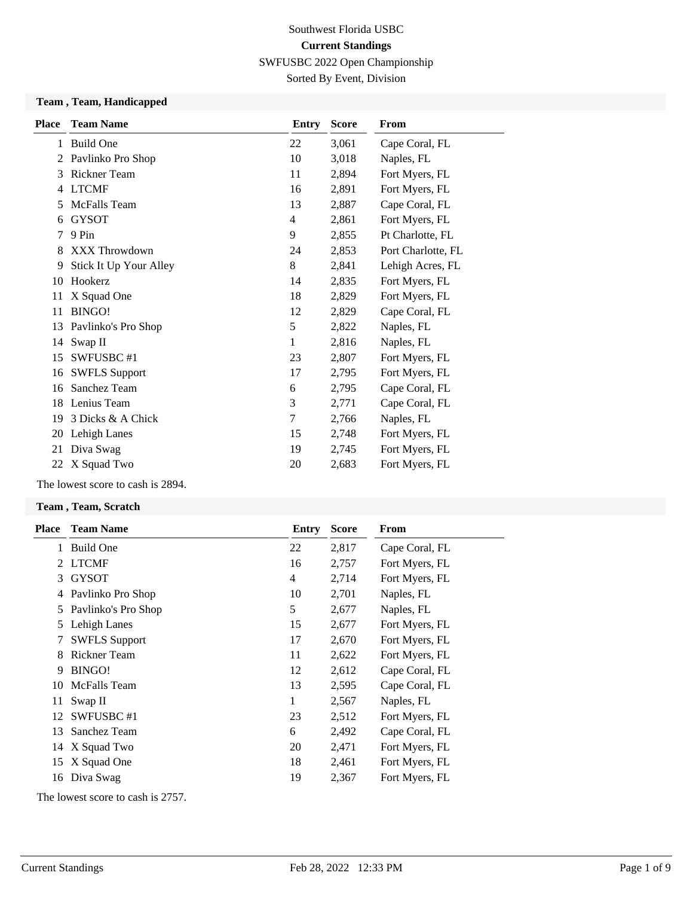# Southwest Florida USBC

## Current Standings

SWFUSBC 2022 Open Championship

Sorted By Event, Division

### Team , Team, Handicapped

| Place | Team Name | Entry | Score | From |
|---|---|---|---|---|
| 1 | Build One | 22 | 3,061 | Cape Coral, FL |
| 2 | Pavlinko Pro Shop | 10 | 3,018 | Naples, FL |
| 3 | Rickner Team | 11 | 2,894 | Fort Myers, FL |
| 4 | LTCMF | 16 | 2,891 | Fort Myers, FL |
| 5 | McFalls Team | 13 | 2,887 | Cape Coral, FL |
| 6 | GYSOT | 4 | 2,861 | Fort Myers, FL |
| 7 | 9 Pin | 9 | 2,855 | Pt Charlotte, FL |
| 8 | XXX Throwdown | 24 | 2,853 | Port Charlotte, FL |
| 9 | Stick It Up Your Alley | 8 | 2,841 | Lehigh Acres, FL |
| 10 | Hookerz | 14 | 2,835 | Fort Myers, FL |
| 11 | X Squad One | 18 | 2,829 | Fort Myers, FL |
| 11 | BINGO! | 12 | 2,829 | Cape Coral, FL |
| 13 | Pavlinko's Pro Shop | 5 | 2,822 | Naples, FL |
| 14 | Swap II | 1 | 2,816 | Naples, FL |
| 15 | SWFUSBC #1 | 23 | 2,807 | Fort Myers, FL |
| 16 | SWFLS Support | 17 | 2,795 | Fort Myers, FL |
| 16 | Sanchez Team | 6 | 2,795 | Cape Coral, FL |
| 18 | Lenius Team | 3 | 2,771 | Cape Coral, FL |
| 19 | 3 Dicks & A Chick | 7 | 2,766 | Naples, FL |
| 20 | Lehigh Lanes | 15 | 2,748 | Fort Myers, FL |
| 21 | Diva Swag | 19 | 2,745 | Fort Myers, FL |
| 22 | X Squad Two | 20 | 2,683 | Fort Myers, FL |

The lowest score to cash is 2894.

### Team , Team, Scratch

| Place | Team Name | Entry | Score | From |
|---|---|---|---|---|
| 1 | Build One | 22 | 2,817 | Cape Coral, FL |
| 2 | LTCMF | 16 | 2,757 | Fort Myers, FL |
| 3 | GYSOT | 4 | 2,714 | Fort Myers, FL |
| 4 | Pavlinko Pro Shop | 10 | 2,701 | Naples, FL |
| 5 | Pavlinko's Pro Shop | 5 | 2,677 | Naples, FL |
| 5 | Lehigh Lanes | 15 | 2,677 | Fort Myers, FL |
| 7 | SWFLS Support | 17 | 2,670 | Fort Myers, FL |
| 8 | Rickner Team | 11 | 2,622 | Fort Myers, FL |
| 9 | BINGO! | 12 | 2,612 | Cape Coral, FL |
| 10 | McFalls Team | 13 | 2,595 | Cape Coral, FL |
| 11 | Swap II | 1 | 2,567 | Naples, FL |
| 12 | SWFUSBC #1 | 23 | 2,512 | Fort Myers, FL |
| 13 | Sanchez Team | 6 | 2,492 | Cape Coral, FL |
| 14 | X Squad Two | 20 | 2,471 | Fort Myers, FL |
| 15 | X Squad One | 18 | 2,461 | Fort Myers, FL |
| 16 | Diva Swag | 19 | 2,367 | Fort Myers, FL |

The lowest score to cash is 2757.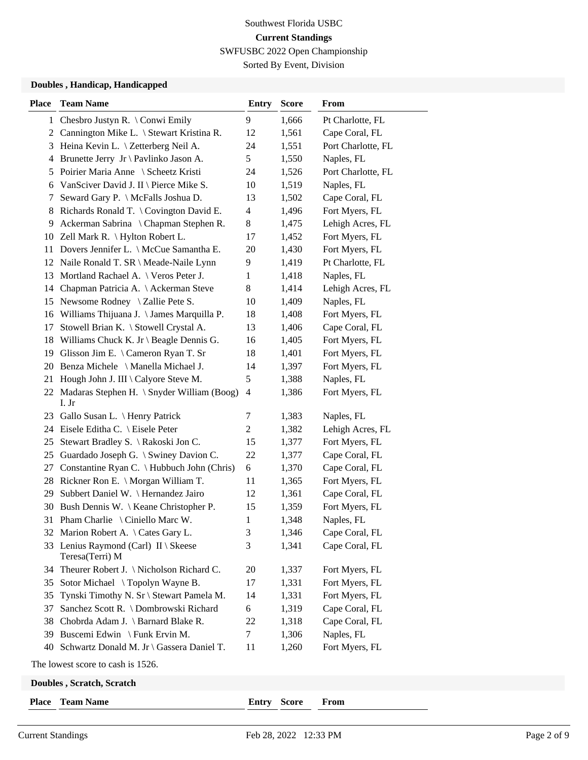Southwest Florida USBC

**Current Standings**

SWFUSBC 2022 Open Championship

Sorted By Event, Division

### Doubles , Handicap, Handicapped

| Place | Team Name | Entry | Score | From |
|---|---|---|---|---|
| 1 | Chesbro Justyn R. \ Conwi Emily | 9 | 1,666 | Pt Charlotte, FL |
| 2 | Cannington Mike L. \ Stewart Kristina R. | 12 | 1,561 | Cape Coral, FL |
| 3 | Heina Kevin L. \ Zetterberg Neil A. | 24 | 1,551 | Port Charlotte, FL |
| 4 | Brunette Jerry Jr \ Pavlinko Jason A. | 5 | 1,550 | Naples, FL |
| 5 | Poirier Maria Anne \ Scheetz Kristi | 24 | 1,526 | Port Charlotte, FL |
| 6 | VanSciver David J. II \ Pierce Mike S. | 10 | 1,519 | Naples, FL |
| 7 | Seward Gary P. \ McFalls Joshua D. | 13 | 1,502 | Cape Coral, FL |
| 8 | Richards Ronald T. \ Covington David E. | 4 | 1,496 | Fort Myers, FL |
| 9 | Ackerman Sabrina \ Chapman Stephen R. | 8 | 1,475 | Lehigh Acres, FL |
| 10 | Zell Mark R. \ Hylton Robert L. | 17 | 1,452 | Fort Myers, FL |
| 11 | Dovers Jennifer L. \ McCue Samantha E. | 20 | 1,430 | Fort Myers, FL |
| 12 | Naile Ronald T. SR \ Meade-Naile Lynn | 9 | 1,419 | Pt Charlotte, FL |
| 13 | Mortland Rachael A. \ Veros Peter J. | 1 | 1,418 | Naples, FL |
| 14 | Chapman Patricia A. \ Ackerman Steve | 8 | 1,414 | Lehigh Acres, FL |
| 15 | Newsome Rodney \ Zallie Pete S. | 10 | 1,409 | Naples, FL |
| 16 | Williams Thijuana J. \ James Marquilla P. | 18 | 1,408 | Fort Myers, FL |
| 17 | Stowell Brian K. \ Stowell Crystal A. | 13 | 1,406 | Cape Coral, FL |
| 18 | Williams Chuck K. Jr \ Beagle Dennis G. | 16 | 1,405 | Fort Myers, FL |
| 19 | Glisson Jim E. \ Cameron Ryan T. Sr | 18 | 1,401 | Fort Myers, FL |
| 20 | Benza Michele \ Manella Michael J. | 14 | 1,397 | Fort Myers, FL |
| 21 | Hough John J. III \ Calyore Steve M. | 5 | 1,388 | Naples, FL |
| 22 | Madaras Stephen H. \ Snyder William (Boog) I. Jr | 4 | 1,386 | Fort Myers, FL |
| 23 | Gallo Susan L. \ Henry Patrick | 7 | 1,383 | Naples, FL |
| 24 | Eisele Editha C. \ Eisele Peter | 2 | 1,382 | Lehigh Acres, FL |
| 25 | Stewart Bradley S. \ Rakoski Jon C. | 15 | 1,377 | Fort Myers, FL |
| 25 | Guardado Joseph G. \ Swiney Davion C. | 22 | 1,377 | Cape Coral, FL |
| 27 | Constantine Ryan C. \ Hubbuch John (Chris) | 6 | 1,370 | Cape Coral, FL |
| 28 | Rickner Ron E. \ Morgan William T. | 11 | 1,365 | Fort Myers, FL |
| 29 | Subbert Daniel W. \ Hernandez Jairo | 12 | 1,361 | Cape Coral, FL |
| 30 | Bush Dennis W. \ Keane Christopher P. | 15 | 1,359 | Fort Myers, FL |
| 31 | Pham Charlie \ Ciniello Marc W. | 1 | 1,348 | Naples, FL |
| 32 | Marion Robert A. \ Cates Gary L. | 3 | 1,346 | Cape Coral, FL |
| 33 | Lenius Raymond (Carl) II \ Skeese Teresa(Terri) M | 3 | 1,341 | Cape Coral, FL |
| 34 | Theurer Robert J. \ Nicholson Richard C. | 20 | 1,337 | Fort Myers, FL |
| 35 | Sotor Michael \ Topolyn Wayne B. | 17 | 1,331 | Fort Myers, FL |
| 35 | Tynski Timothy N. Sr \ Stewart Pamela M. | 14 | 1,331 | Fort Myers, FL |
| 37 | Sanchez Scott R. \ Dombrowski Richard | 6 | 1,319 | Cape Coral, FL |
| 38 | Chobrda Adam J. \ Barnard Blake R. | 22 | 1,318 | Cape Coral, FL |
| 39 | Buscemi Edwin \ Funk Ervin M. | 7 | 1,306 | Naples, FL |
| 40 | Schwartz Donald M. Jr \ Gassera Daniel T. | 11 | 1,260 | Fort Myers, FL |

The lowest score to cash is 1526.

### Doubles , Scratch, Scratch

| Place | Team Name | Entry | Score | From |
|---|---|---|---|---|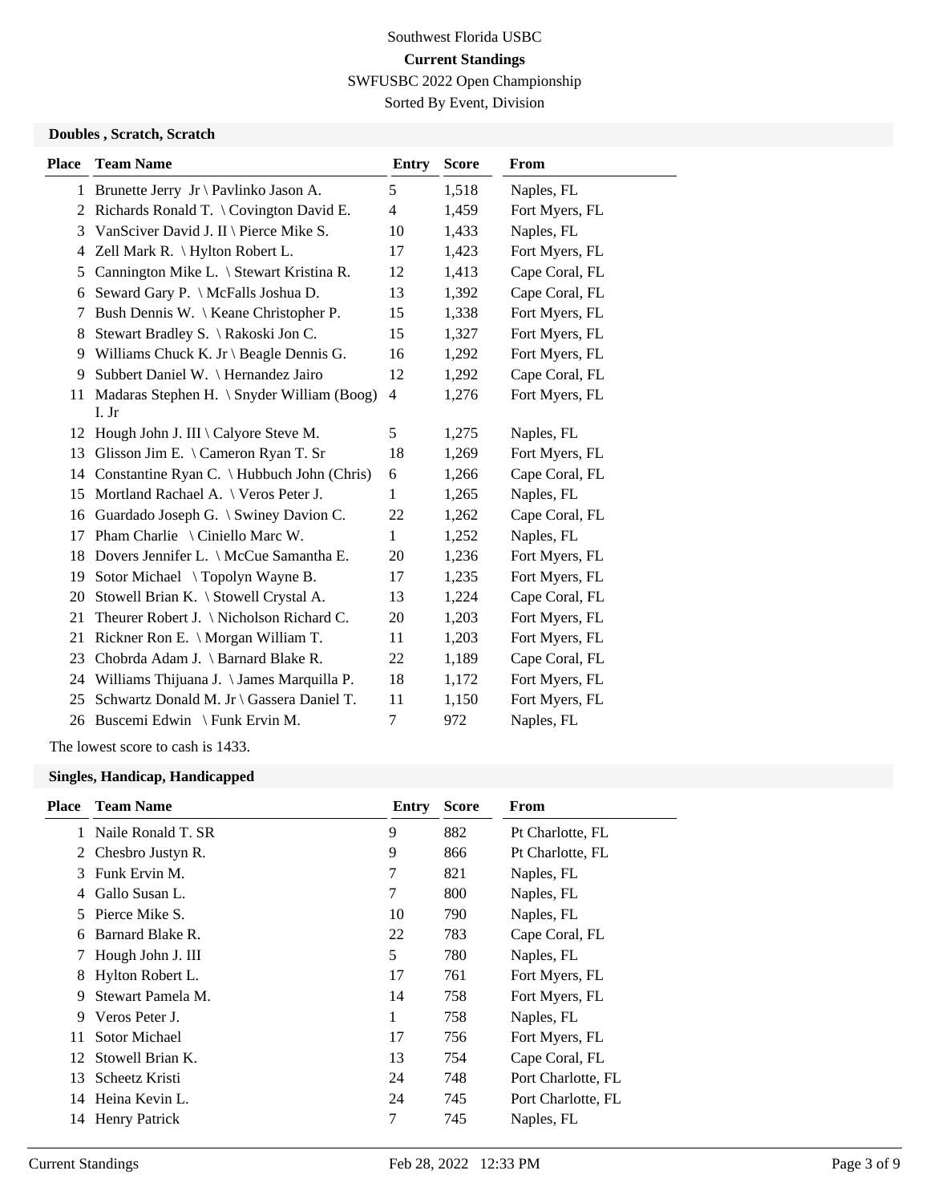Southwest Florida USBC

**Current Standings**

SWFUSBC 2022 Open Championship

Sorted By Event, Division

### Doubles , Scratch, Scratch

| Place | Team Name | Entry | Score | From |
|---|---|---|---|---|
| 1 | Brunette Jerry Jr \ Pavlinko Jason A. | 5 | 1,518 | Naples, FL |
| 2 | Richards Ronald T. \ Covington David E. | 4 | 1,459 | Fort Myers, FL |
| 3 | VanSciver David J. II \ Pierce Mike S. | 10 | 1,433 | Naples, FL |
| 4 | Zell Mark R. \ Hylton Robert L. | 17 | 1,423 | Fort Myers, FL |
| 5 | Cannington Mike L. \ Stewart Kristina R. | 12 | 1,413 | Cape Coral, FL |
| 6 | Seward Gary P. \ McFalls Joshua D. | 13 | 1,392 | Cape Coral, FL |
| 7 | Bush Dennis W. \ Keane Christopher P. | 15 | 1,338 | Fort Myers, FL |
| 8 | Stewart Bradley S. \ Rakoski Jon C. | 15 | 1,327 | Fort Myers, FL |
| 9 | Williams Chuck K. Jr \ Beagle Dennis G. | 16 | 1,292 | Fort Myers, FL |
| 9 | Subbert Daniel W. \ Hernandez Jairo | 12 | 1,292 | Cape Coral, FL |
| 11 | Madaras Stephen H. \ Snyder William (Boog) I. Jr | 4 | 1,276 | Fort Myers, FL |
| 12 | Hough John J. III \ Calyore Steve M. | 5 | 1,275 | Naples, FL |
| 13 | Glisson Jim E. \ Cameron Ryan T. Sr | 18 | 1,269 | Fort Myers, FL |
| 14 | Constantine Ryan C. \ Hubbuch John (Chris) | 6 | 1,266 | Cape Coral, FL |
| 15 | Mortland Rachael A. \ Veros Peter J. | 1 | 1,265 | Naples, FL |
| 16 | Guardado Joseph G. \ Swiney Davion C. | 22 | 1,262 | Cape Coral, FL |
| 17 | Pham Charlie \ Ciniello Marc W. | 1 | 1,252 | Naples, FL |
| 18 | Dovers Jennifer L. \ McCue Samantha E. | 20 | 1,236 | Fort Myers, FL |
| 19 | Sotor Michael \ Topolyn Wayne B. | 17 | 1,235 | Fort Myers, FL |
| 20 | Stowell Brian K. \ Stowell Crystal A. | 13 | 1,224 | Cape Coral, FL |
| 21 | Theurer Robert J. \ Nicholson Richard C. | 20 | 1,203 | Fort Myers, FL |
| 21 | Rickner Ron E. \ Morgan William T. | 11 | 1,203 | Fort Myers, FL |
| 23 | Chobrda Adam J. \ Barnard Blake R. | 22 | 1,189 | Cape Coral, FL |
| 24 | Williams Thijuana J. \ James Marquilla P. | 18 | 1,172 | Fort Myers, FL |
| 25 | Schwartz Donald M. Jr \ Gassera Daniel T. | 11 | 1,150 | Fort Myers, FL |
| 26 | Buscemi Edwin \ Funk Ervin M. | 7 | 972 | Naples, FL |

The lowest score to cash is 1433.

### Singles, Handicap, Handicapped

| Place | Team Name | Entry | Score | From |
|---|---|---|---|---|
| 1 | Naile Ronald T. SR | 9 | 882 | Pt Charlotte, FL |
| 2 | Chesbro Justyn R. | 9 | 866 | Pt Charlotte, FL |
| 3 | Funk Ervin M. | 7 | 821 | Naples, FL |
| 4 | Gallo Susan L. | 7 | 800 | Naples, FL |
| 5 | Pierce Mike S. | 10 | 790 | Naples, FL |
| 6 | Barnard Blake R. | 22 | 783 | Cape Coral, FL |
| 7 | Hough John J. III | 5 | 780 | Naples, FL |
| 8 | Hylton Robert L. | 17 | 761 | Fort Myers, FL |
| 9 | Stewart Pamela M. | 14 | 758 | Fort Myers, FL |
| 9 | Veros Peter J. | 1 | 758 | Naples, FL |
| 11 | Sotor Michael | 17 | 756 | Fort Myers, FL |
| 12 | Stowell Brian K. | 13 | 754 | Cape Coral, FL |
| 13 | Scheetz Kristi | 24 | 748 | Port Charlotte, FL |
| 14 | Heina Kevin L. | 24 | 745 | Port Charlotte, FL |
| 14 | Henry Patrick | 7 | 745 | Naples, FL |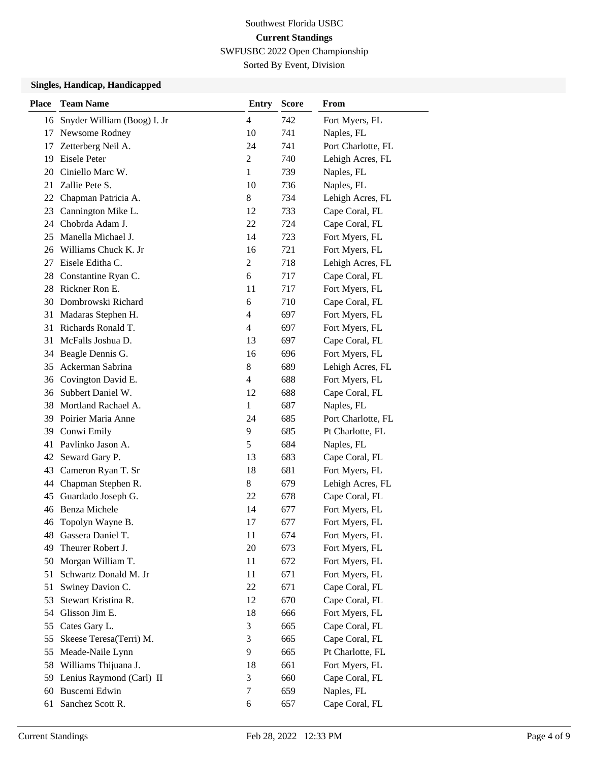Southwest Florida USBC

**Current Standings**

SWFUSBC 2022 Open Championship

Sorted By Event, Division

### Singles, Handicap, Handicapped

| Place | Team Name | Entry | Score | From |
|---|---|---|---|---|
| 16 | Snyder William (Boog) I. Jr | 4 | 742 | Fort Myers, FL |
| 17 | Newsome Rodney | 10 | 741 | Naples, FL |
| 17 | Zetterberg Neil A. | 24 | 741 | Port Charlotte, FL |
| 19 | Eisele Peter | 2 | 740 | Lehigh Acres, FL |
| 20 | Ciniello Marc W. | 1 | 739 | Naples, FL |
| 21 | Zallie Pete S. | 10 | 736 | Naples, FL |
| 22 | Chapman Patricia A. | 8 | 734 | Lehigh Acres, FL |
| 23 | Cannington Mike L. | 12 | 733 | Cape Coral, FL |
| 24 | Chobrda Adam J. | 22 | 724 | Cape Coral, FL |
| 25 | Manella Michael J. | 14 | 723 | Fort Myers, FL |
| 26 | Williams Chuck K. Jr | 16 | 721 | Fort Myers, FL |
| 27 | Eisele Editha C. | 2 | 718 | Lehigh Acres, FL |
| 28 | Constantine Ryan C. | 6 | 717 | Cape Coral, FL |
| 28 | Rickner Ron E. | 11 | 717 | Fort Myers, FL |
| 30 | Dombrowski Richard | 6 | 710 | Cape Coral, FL |
| 31 | Madaras Stephen H. | 4 | 697 | Fort Myers, FL |
| 31 | Richards Ronald T. | 4 | 697 | Fort Myers, FL |
| 31 | McFalls Joshua D. | 13 | 697 | Cape Coral, FL |
| 34 | Beagle Dennis G. | 16 | 696 | Fort Myers, FL |
| 35 | Ackerman Sabrina | 8 | 689 | Lehigh Acres, FL |
| 36 | Covington David E. | 4 | 688 | Fort Myers, FL |
| 36 | Subbert Daniel W. | 12 | 688 | Cape Coral, FL |
| 38 | Mortland Rachael A. | 1 | 687 | Naples, FL |
| 39 | Poirier Maria Anne | 24 | 685 | Port Charlotte, FL |
| 39 | Conwi Emily | 9 | 685 | Pt Charlotte, FL |
| 41 | Pavlinko Jason A. | 5 | 684 | Naples, FL |
| 42 | Seward Gary P. | 13 | 683 | Cape Coral, FL |
| 43 | Cameron Ryan T. Sr | 18 | 681 | Fort Myers, FL |
| 44 | Chapman Stephen R. | 8 | 679 | Lehigh Acres, FL |
| 45 | Guardado Joseph G. | 22 | 678 | Cape Coral, FL |
| 46 | Benza Michele | 14 | 677 | Fort Myers, FL |
| 46 | Topolyn Wayne B. | 17 | 677 | Fort Myers, FL |
| 48 | Gassera Daniel T. | 11 | 674 | Fort Myers, FL |
| 49 | Theurer Robert J. | 20 | 673 | Fort Myers, FL |
| 50 | Morgan William T. | 11 | 672 | Fort Myers, FL |
| 51 | Schwartz Donald M. Jr | 11 | 671 | Fort Myers, FL |
| 51 | Swiney Davion C. | 22 | 671 | Cape Coral, FL |
| 53 | Stewart Kristina R. | 12 | 670 | Cape Coral, FL |
| 54 | Glisson Jim E. | 18 | 666 | Fort Myers, FL |
| 55 | Cates Gary L. | 3 | 665 | Cape Coral, FL |
| 55 | Skeese Teresa(Terri) M. | 3 | 665 | Cape Coral, FL |
| 55 | Meade-Naile Lynn | 9 | 665 | Pt Charlotte, FL |
| 58 | Williams Thijuana J. | 18 | 661 | Fort Myers, FL |
| 59 | Lenius Raymond (Carl) II | 3 | 660 | Cape Coral, FL |
| 60 | Buscemi Edwin | 7 | 659 | Naples, FL |
| 61 | Sanchez Scott R. | 6 | 657 | Cape Coral, FL |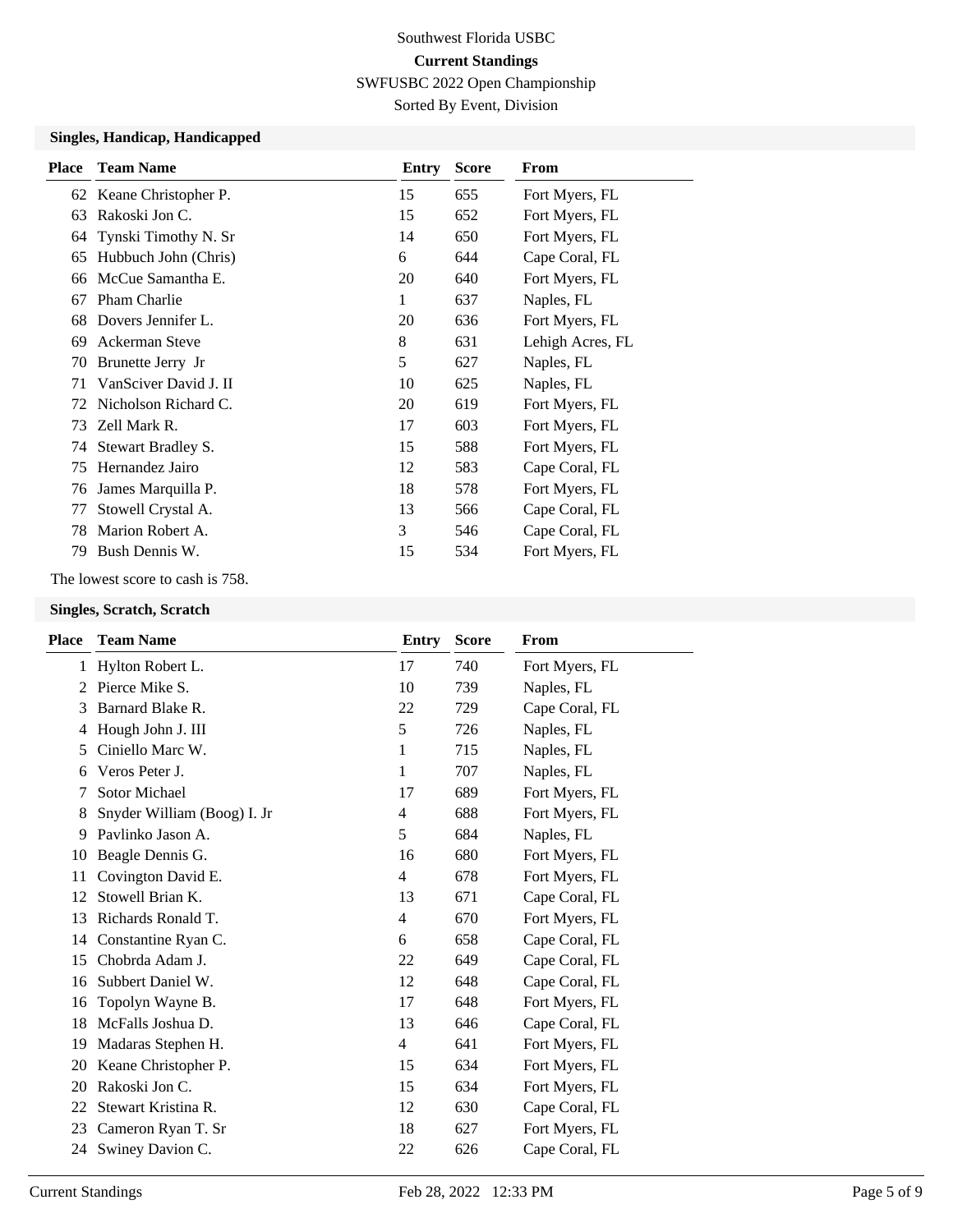Southwest Florida USBC

**Current Standings**

SWFUSBC 2022 Open Championship

Sorted By Event, Division

### Singles, Handicap, Handicapped

| Place | Team Name | Entry | Score | From |
|---|---|---|---|---|
| 62 | Keane Christopher P. | 15 | 655 | Fort Myers, FL |
| 63 | Rakoski Jon C. | 15 | 652 | Fort Myers, FL |
| 64 | Tynski Timothy N. Sr | 14 | 650 | Fort Myers, FL |
| 65 | Hubbuch John (Chris) | 6 | 644 | Cape Coral, FL |
| 66 | McCue Samantha E. | 20 | 640 | Fort Myers, FL |
| 67 | Pham Charlie | 1 | 637 | Naples, FL |
| 68 | Dovers Jennifer L. | 20 | 636 | Fort Myers, FL |
| 69 | Ackerman Steve | 8 | 631 | Lehigh Acres, FL |
| 70 | Brunette Jerry Jr | 5 | 627 | Naples, FL |
| 71 | VanSciver David J. II | 10 | 625 | Naples, FL |
| 72 | Nicholson Richard C. | 20 | 619 | Fort Myers, FL |
| 73 | Zell Mark R. | 17 | 603 | Fort Myers, FL |
| 74 | Stewart Bradley S. | 15 | 588 | Fort Myers, FL |
| 75 | Hernandez Jairo | 12 | 583 | Cape Coral, FL |
| 76 | James Marquilla P. | 18 | 578 | Fort Myers, FL |
| 77 | Stowell Crystal A. | 13 | 566 | Cape Coral, FL |
| 78 | Marion Robert A. | 3 | 546 | Cape Coral, FL |
| 79 | Bush Dennis W. | 15 | 534 | Fort Myers, FL |

The lowest score to cash is 758.

### Singles, Scratch, Scratch

| Place | Team Name | Entry | Score | From |
|---|---|---|---|---|
| 1 | Hylton Robert L. | 17 | 740 | Fort Myers, FL |
| 2 | Pierce Mike S. | 10 | 739 | Naples, FL |
| 3 | Barnard Blake R. | 22 | 729 | Cape Coral, FL |
| 4 | Hough John J. III | 5 | 726 | Naples, FL |
| 5 | Ciniello Marc W. | 1 | 715 | Naples, FL |
| 6 | Veros Peter J. | 1 | 707 | Naples, FL |
| 7 | Sotor Michael | 17 | 689 | Fort Myers, FL |
| 8 | Snyder William (Boog) I. Jr | 4 | 688 | Fort Myers, FL |
| 9 | Pavlinko Jason A. | 5 | 684 | Naples, FL |
| 10 | Beagle Dennis G. | 16 | 680 | Fort Myers, FL |
| 11 | Covington David E. | 4 | 678 | Fort Myers, FL |
| 12 | Stowell Brian K. | 13 | 671 | Cape Coral, FL |
| 13 | Richards Ronald T. | 4 | 670 | Fort Myers, FL |
| 14 | Constantine Ryan C. | 6 | 658 | Cape Coral, FL |
| 15 | Chobrda Adam J. | 22 | 649 | Cape Coral, FL |
| 16 | Subbert Daniel W. | 12 | 648 | Cape Coral, FL |
| 16 | Topolyn Wayne B. | 17 | 648 | Fort Myers, FL |
| 18 | McFalls Joshua D. | 13 | 646 | Cape Coral, FL |
| 19 | Madaras Stephen H. | 4 | 641 | Fort Myers, FL |
| 20 | Keane Christopher P. | 15 | 634 | Fort Myers, FL |
| 20 | Rakoski Jon C. | 15 | 634 | Fort Myers, FL |
| 22 | Stewart Kristina R. | 12 | 630 | Cape Coral, FL |
| 23 | Cameron Ryan T. Sr | 18 | 627 | Fort Myers, FL |
| 24 | Swiney Davion C. | 22 | 626 | Cape Coral, FL |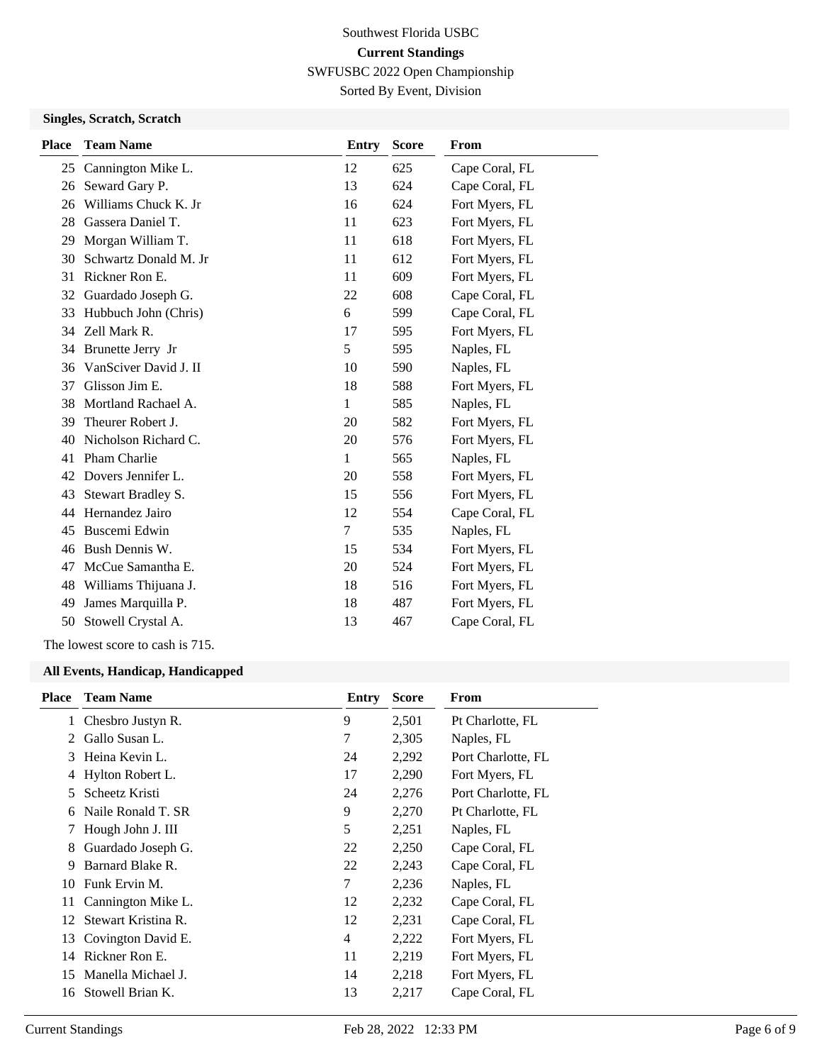Southwest Florida USBC

**Current Standings**

SWFUSBC 2022 Open Championship

Sorted By Event, Division

### Singles, Scratch, Scratch

| Place | Team Name | Entry | Score | From |
|---|---|---|---|---|
| 25 | Cannington Mike L. | 12 | 625 | Cape Coral, FL |
| 26 | Seward Gary P. | 13 | 624 | Cape Coral, FL |
| 26 | Williams Chuck K. Jr | 16 | 624 | Fort Myers, FL |
| 28 | Gassera Daniel T. | 11 | 623 | Fort Myers, FL |
| 29 | Morgan William T. | 11 | 618 | Fort Myers, FL |
| 30 | Schwartz Donald M. Jr | 11 | 612 | Fort Myers, FL |
| 31 | Rickner Ron E. | 11 | 609 | Fort Myers, FL |
| 32 | Guardado Joseph G. | 22 | 608 | Cape Coral, FL |
| 33 | Hubbuch John (Chris) | 6 | 599 | Cape Coral, FL |
| 34 | Zell Mark R. | 17 | 595 | Fort Myers, FL |
| 34 | Brunette Jerry Jr | 5 | 595 | Naples, FL |
| 36 | VanSciver David J. II | 10 | 590 | Naples, FL |
| 37 | Glisson Jim E. | 18 | 588 | Fort Myers, FL |
| 38 | Mortland Rachael A. | 1 | 585 | Naples, FL |
| 39 | Theurer Robert J. | 20 | 582 | Fort Myers, FL |
| 40 | Nicholson Richard C. | 20 | 576 | Fort Myers, FL |
| 41 | Pham Charlie | 1 | 565 | Naples, FL |
| 42 | Dovers Jennifer L. | 20 | 558 | Fort Myers, FL |
| 43 | Stewart Bradley S. | 15 | 556 | Fort Myers, FL |
| 44 | Hernandez Jairo | 12 | 554 | Cape Coral, FL |
| 45 | Buscemi Edwin | 7 | 535 | Naples, FL |
| 46 | Bush Dennis W. | 15 | 534 | Fort Myers, FL |
| 47 | McCue Samantha E. | 20 | 524 | Fort Myers, FL |
| 48 | Williams Thijuana J. | 18 | 516 | Fort Myers, FL |
| 49 | James Marquilla P. | 18 | 487 | Fort Myers, FL |
| 50 | Stowell Crystal A. | 13 | 467 | Cape Coral, FL |

The lowest score to cash is 715.

### All Events, Handicap, Handicapped

| Place | Team Name | Entry | Score | From |
|---|---|---|---|---|
| 1 | Chesbro Justyn R. | 9 | 2,501 | Pt Charlotte, FL |
| 2 | Gallo Susan L. | 7 | 2,305 | Naples, FL |
| 3 | Heina Kevin L. | 24 | 2,292 | Port Charlotte, FL |
| 4 | Hylton Robert L. | 17 | 2,290 | Fort Myers, FL |
| 5 | Scheetz Kristi | 24 | 2,276 | Port Charlotte, FL |
| 6 | Naile Ronald T. SR | 9 | 2,270 | Pt Charlotte, FL |
| 7 | Hough John J. III | 5 | 2,251 | Naples, FL |
| 8 | Guardado Joseph G. | 22 | 2,250 | Cape Coral, FL |
| 9 | Barnard Blake R. | 22 | 2,243 | Cape Coral, FL |
| 10 | Funk Ervin M. | 7 | 2,236 | Naples, FL |
| 11 | Cannington Mike L. | 12 | 2,232 | Cape Coral, FL |
| 12 | Stewart Kristina R. | 12 | 2,231 | Cape Coral, FL |
| 13 | Covington David E. | 4 | 2,222 | Fort Myers, FL |
| 14 | Rickner Ron E. | 11 | 2,219 | Fort Myers, FL |
| 15 | Manella Michael J. | 14 | 2,218 | Fort Myers, FL |
| 16 | Stowell Brian K. | 13 | 2,217 | Cape Coral, FL |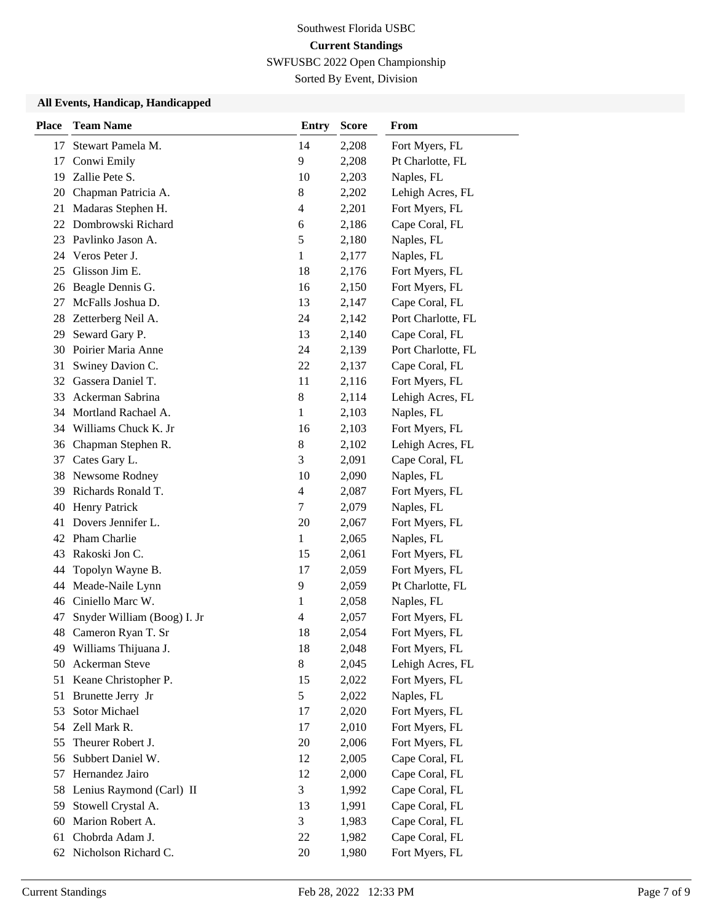Southwest Florida USBC

**Current Standings**

SWFUSBC 2022 Open Championship

Sorted By Event, Division

### All Events, Handicap, Handicapped

| Place | Team Name | Entry | Score | From |
|---|---|---|---|---|
| 17 | Stewart Pamela M. | 14 | 2,208 | Fort Myers, FL |
| 17 | Conwi Emily | 9 | 2,208 | Pt Charlotte, FL |
| 19 | Zallie Pete S. | 10 | 2,203 | Naples, FL |
| 20 | Chapman Patricia A. | 8 | 2,202 | Lehigh Acres, FL |
| 21 | Madaras Stephen H. | 4 | 2,201 | Fort Myers, FL |
| 22 | Dombrowski Richard | 6 | 2,186 | Cape Coral, FL |
| 23 | Pavlinko Jason A. | 5 | 2,180 | Naples, FL |
| 24 | Veros Peter J. | 1 | 2,177 | Naples, FL |
| 25 | Glisson Jim E. | 18 | 2,176 | Fort Myers, FL |
| 26 | Beagle Dennis G. | 16 | 2,150 | Fort Myers, FL |
| 27 | McFalls Joshua D. | 13 | 2,147 | Cape Coral, FL |
| 28 | Zetterberg Neil A. | 24 | 2,142 | Port Charlotte, FL |
| 29 | Seward Gary P. | 13 | 2,140 | Cape Coral, FL |
| 30 | Poirier Maria Anne | 24 | 2,139 | Port Charlotte, FL |
| 31 | Swiney Davion C. | 22 | 2,137 | Cape Coral, FL |
| 32 | Gassera Daniel T. | 11 | 2,116 | Fort Myers, FL |
| 33 | Ackerman Sabrina | 8 | 2,114 | Lehigh Acres, FL |
| 34 | Mortland Rachael A. | 1 | 2,103 | Naples, FL |
| 34 | Williams Chuck K. Jr | 16 | 2,103 | Fort Myers, FL |
| 36 | Chapman Stephen R. | 8 | 2,102 | Lehigh Acres, FL |
| 37 | Cates Gary L. | 3 | 2,091 | Cape Coral, FL |
| 38 | Newsome Rodney | 10 | 2,090 | Naples, FL |
| 39 | Richards Ronald T. | 4 | 2,087 | Fort Myers, FL |
| 40 | Henry Patrick | 7 | 2,079 | Naples, FL |
| 41 | Dovers Jennifer L. | 20 | 2,067 | Fort Myers, FL |
| 42 | Pham Charlie | 1 | 2,065 | Naples, FL |
| 43 | Rakoski Jon C. | 15 | 2,061 | Fort Myers, FL |
| 44 | Topolyn Wayne B. | 17 | 2,059 | Fort Myers, FL |
| 44 | Meade-Naile Lynn | 9 | 2,059 | Pt Charlotte, FL |
| 46 | Ciniello Marc W. | 1 | 2,058 | Naples, FL |
| 47 | Snyder William (Boog) I. Jr | 4 | 2,057 | Fort Myers, FL |
| 48 | Cameron Ryan T. Sr | 18 | 2,054 | Fort Myers, FL |
| 49 | Williams Thijuana J. | 18 | 2,048 | Fort Myers, FL |
| 50 | Ackerman Steve | 8 | 2,045 | Lehigh Acres, FL |
| 51 | Keane Christopher P. | 15 | 2,022 | Fort Myers, FL |
| 51 | Brunette Jerry Jr | 5 | 2,022 | Naples, FL |
| 53 | Sotor Michael | 17 | 2,020 | Fort Myers, FL |
| 54 | Zell Mark R. | 17 | 2,010 | Fort Myers, FL |
| 55 | Theurer Robert J. | 20 | 2,006 | Fort Myers, FL |
| 56 | Subbert Daniel W. | 12 | 2,005 | Cape Coral, FL |
| 57 | Hernandez Jairo | 12 | 2,000 | Cape Coral, FL |
| 58 | Lenius Raymond (Carl) II | 3 | 1,992 | Cape Coral, FL |
| 59 | Stowell Crystal A. | 13 | 1,991 | Cape Coral, FL |
| 60 | Marion Robert A. | 3 | 1,983 | Cape Coral, FL |
| 61 | Chobrda Adam J. | 22 | 1,982 | Cape Coral, FL |
| 62 | Nicholson Richard C. | 20 | 1,980 | Fort Myers, FL |

Current Standings Feb 28, 2022 12:33 PM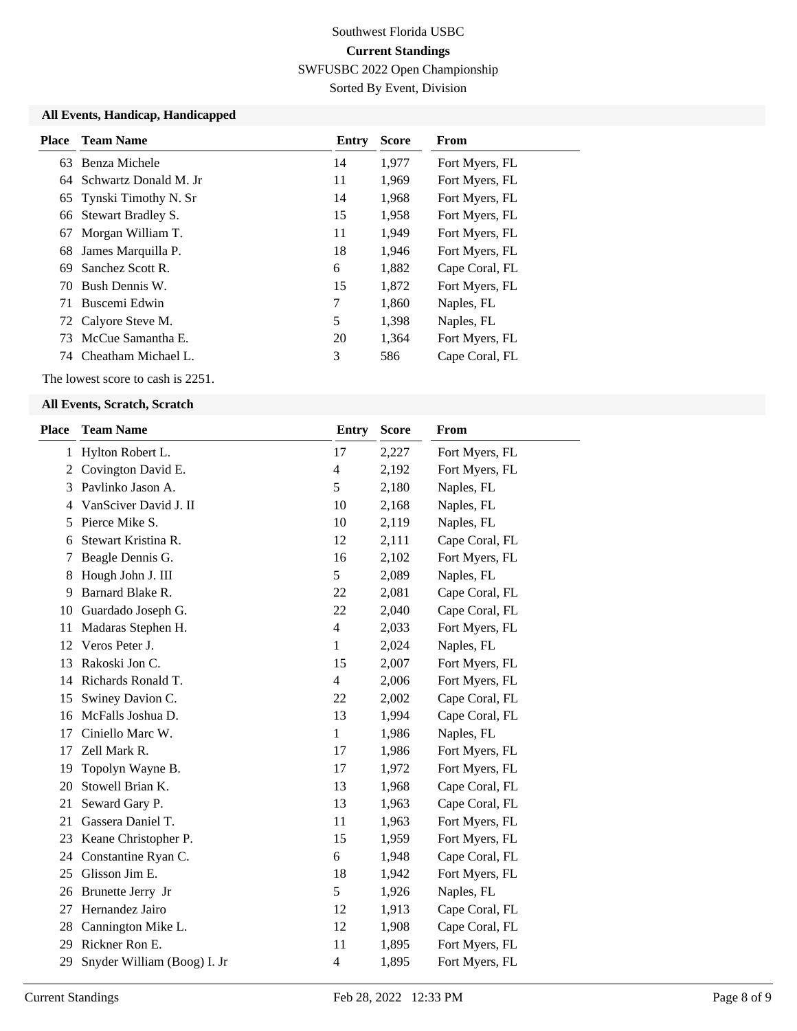Southwest Florida USBC

**Current Standings**

SWFUSBC 2022 Open Championship

Sorted By Event, Division

### All Events, Handicap, Handicapped

| Place | Team Name | Entry | Score | From |
|---|---|---|---|---|
| 63 | Benza Michele | 14 | 1,977 | Fort Myers, FL |
| 64 | Schwartz Donald M. Jr | 11 | 1,969 | Fort Myers, FL |
| 65 | Tynski Timothy N. Sr | 14 | 1,968 | Fort Myers, FL |
| 66 | Stewart Bradley S. | 15 | 1,958 | Fort Myers, FL |
| 67 | Morgan William T. | 11 | 1,949 | Fort Myers, FL |
| 68 | James Marquilla P. | 18 | 1,946 | Fort Myers, FL |
| 69 | Sanchez Scott R. | 6 | 1,882 | Cape Coral, FL |
| 70 | Bush Dennis W. | 15 | 1,872 | Fort Myers, FL |
| 71 | Buscemi Edwin | 7 | 1,860 | Naples, FL |
| 72 | Calyore Steve M. | 5 | 1,398 | Naples, FL |
| 73 | McCue Samantha E. | 20 | 1,364 | Fort Myers, FL |
| 74 | Cheatham Michael L. | 3 | 586 | Cape Coral, FL |

The lowest score to cash is 2251.

### All Events, Scratch, Scratch

| Place | Team Name | Entry | Score | From |
|---|---|---|---|---|
| 1 | Hylton Robert L. | 17 | 2,227 | Fort Myers, FL |
| 2 | Covington David E. | 4 | 2,192 | Fort Myers, FL |
| 3 | Pavlinko Jason A. | 5 | 2,180 | Naples, FL |
| 4 | VanSciver David J. II | 10 | 2,168 | Naples, FL |
| 5 | Pierce Mike S. | 10 | 2,119 | Naples, FL |
| 6 | Stewart Kristina R. | 12 | 2,111 | Cape Coral, FL |
| 7 | Beagle Dennis G. | 16 | 2,102 | Fort Myers, FL |
| 8 | Hough John J. III | 5 | 2,089 | Naples, FL |
| 9 | Barnard Blake R. | 22 | 2,081 | Cape Coral, FL |
| 10 | Guardado Joseph G. | 22 | 2,040 | Cape Coral, FL |
| 11 | Madaras Stephen H. | 4 | 2,033 | Fort Myers, FL |
| 12 | Veros Peter J. | 1 | 2,024 | Naples, FL |
| 13 | Rakoski Jon C. | 15 | 2,007 | Fort Myers, FL |
| 14 | Richards Ronald T. | 4 | 2,006 | Fort Myers, FL |
| 15 | Swiney Davion C. | 22 | 2,002 | Cape Coral, FL |
| 16 | McFalls Joshua D. | 13 | 1,994 | Cape Coral, FL |
| 17 | Ciniello Marc W. | 1 | 1,986 | Naples, FL |
| 17 | Zell Mark R. | 17 | 1,986 | Fort Myers, FL |
| 19 | Topolyn Wayne B. | 17 | 1,972 | Fort Myers, FL |
| 20 | Stowell Brian K. | 13 | 1,968 | Cape Coral, FL |
| 21 | Seward Gary P. | 13 | 1,963 | Cape Coral, FL |
| 21 | Gassera Daniel T. | 11 | 1,963 | Fort Myers, FL |
| 23 | Keane Christopher P. | 15 | 1,959 | Fort Myers, FL |
| 24 | Constantine Ryan C. | 6 | 1,948 | Cape Coral, FL |
| 25 | Glisson Jim E. | 18 | 1,942 | Fort Myers, FL |
| 26 | Brunette Jerry Jr | 5 | 1,926 | Naples, FL |
| 27 | Hernandez Jairo | 12 | 1,913 | Cape Coral, FL |
| 28 | Cannington Mike L. | 12 | 1,908 | Cape Coral, FL |
| 29 | Rickner Ron E. | 11 | 1,895 | Fort Myers, FL |
| 29 | Snyder William (Boog) I. Jr | 4 | 1,895 | Fort Myers, FL |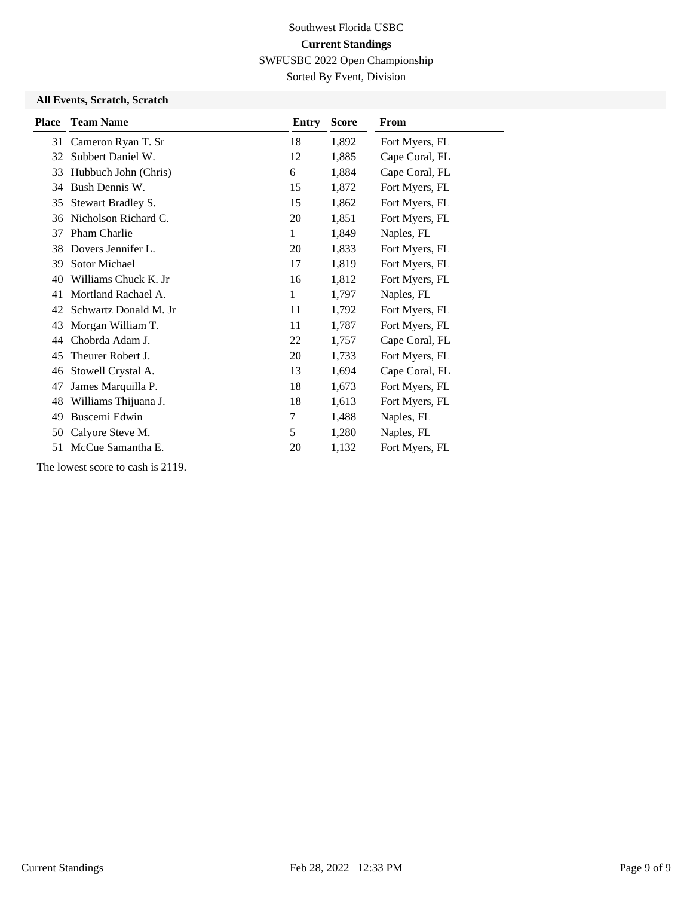Southwest Florida USBC

**Current Standings**

SWFUSBC 2022 Open Championship

Sorted By Event, Division

### All Events, Scratch, Scratch

| Place | Team Name | Entry | Score | From |
|---|---|---|---|---|
| 31 | Cameron Ryan T. Sr | 18 | 1,892 | Fort Myers, FL |
| 32 | Subbert Daniel W. | 12 | 1,885 | Cape Coral, FL |
| 33 | Hubbuch John (Chris) | 6 | 1,884 | Cape Coral, FL |
| 34 | Bush Dennis W. | 15 | 1,872 | Fort Myers, FL |
| 35 | Stewart Bradley S. | 15 | 1,862 | Fort Myers, FL |
| 36 | Nicholson Richard C. | 20 | 1,851 | Fort Myers, FL |
| 37 | Pham Charlie | 1 | 1,849 | Naples, FL |
| 38 | Dovers Jennifer L. | 20 | 1,833 | Fort Myers, FL |
| 39 | Sotor Michael | 17 | 1,819 | Fort Myers, FL |
| 40 | Williams Chuck K. Jr | 16 | 1,812 | Fort Myers, FL |
| 41 | Mortland Rachael A. | 1 | 1,797 | Naples, FL |
| 42 | Schwartz Donald M. Jr | 11 | 1,792 | Fort Myers, FL |
| 43 | Morgan William T. | 11 | 1,787 | Fort Myers, FL |
| 44 | Chobrda Adam J. | 22 | 1,757 | Cape Coral, FL |
| 45 | Theurer Robert J. | 20 | 1,733 | Fort Myers, FL |
| 46 | Stowell Crystal A. | 13 | 1,694 | Cape Coral, FL |
| 47 | James Marquilla P. | 18 | 1,673 | Fort Myers, FL |
| 48 | Williams Thijuana J. | 18 | 1,613 | Fort Myers, FL |
| 49 | Buscemi Edwin | 7 | 1,488 | Naples, FL |
| 50 | Calyore Steve M. | 5 | 1,280 | Naples, FL |
| 51 | McCue Samantha E. | 20 | 1,132 | Fort Myers, FL |

The lowest score to cash is 2119.

Current Standings Feb 28, 2022 12:33 PM